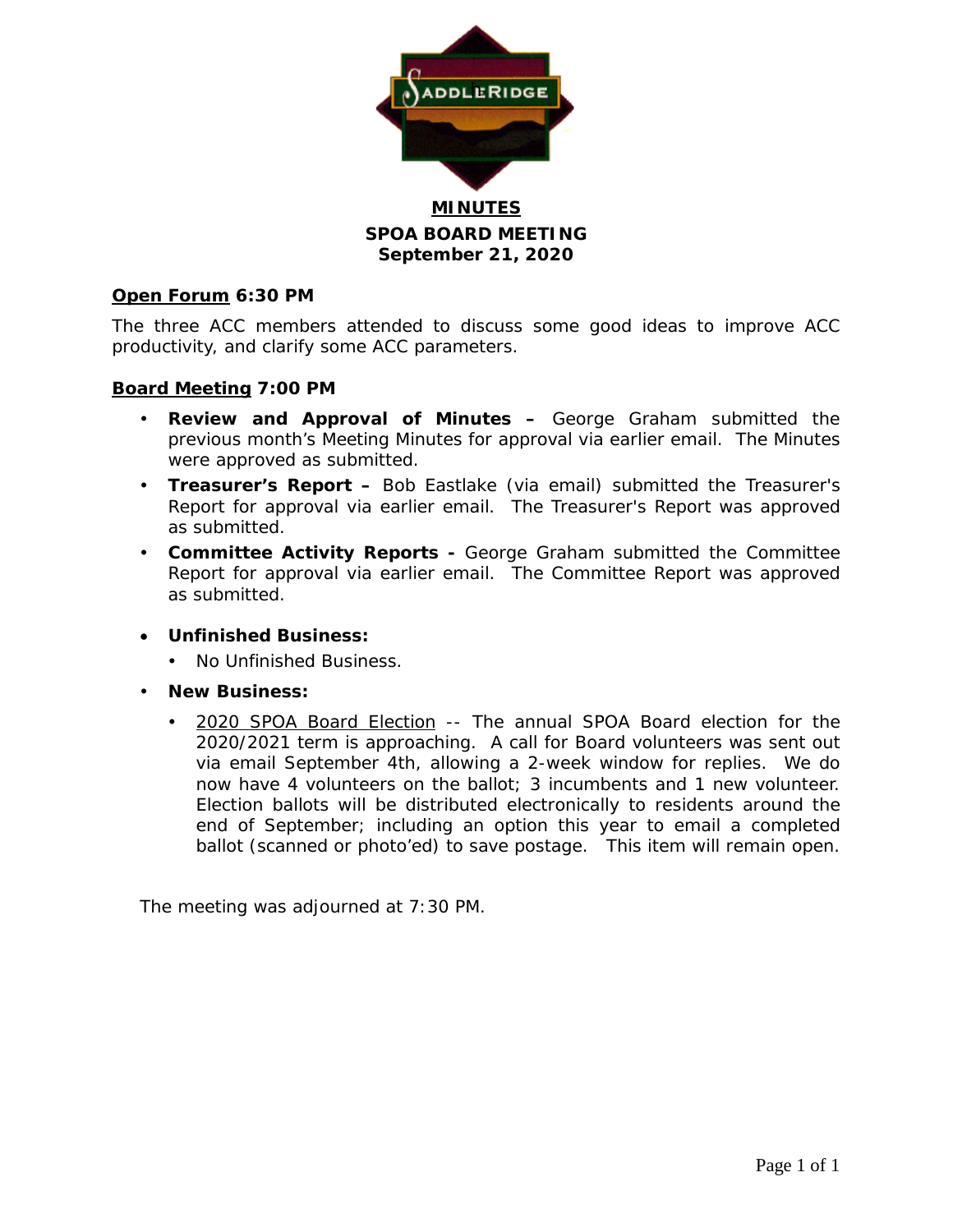# MINUTES

## SPOA BOARD MEETING

## September 21, 2020

**Open Forum 6:30 PM**

The three ACC members attended to discuss some good ideas to improve ACC productivity, and clarify some ACC parameters.

**Board Meeting 7:00 PM**

- **Review and Approval of Minutes –** George Graham submitted the previous month's Meeting Minutes for approval via earlier email. The Minutes were approved as submitted.
- **Treasurer's Report –** Bob Eastlake (via email) submitted the Treasurer's Report for approval via earlier email. The Treasurer's Report was approved as submitted.
- **Committee Activity Reports -** George Graham submitted the Committee Report for approval via earlier email. The Committee Report was approved as submitted.
- **Unfinished Business:**
  - No Unfinished Business.
- **New Business:**
  - 2020 SPOA Board Election -- The annual SPOA Board election for the 2020/2021 term is approaching. A call for Board volunteers was sent out via email September 4th, allowing a 2-week window for replies. We do now have 4 volunteers on the ballot; 3 incumbents and 1 new volunteer. Election ballots will be distributed electronically to residents around the end of September; including an option this year to email a completed ballot (scanned or photo'ed) to save postage. This item will remain open.

The meeting was adjourned at 7:30 PM.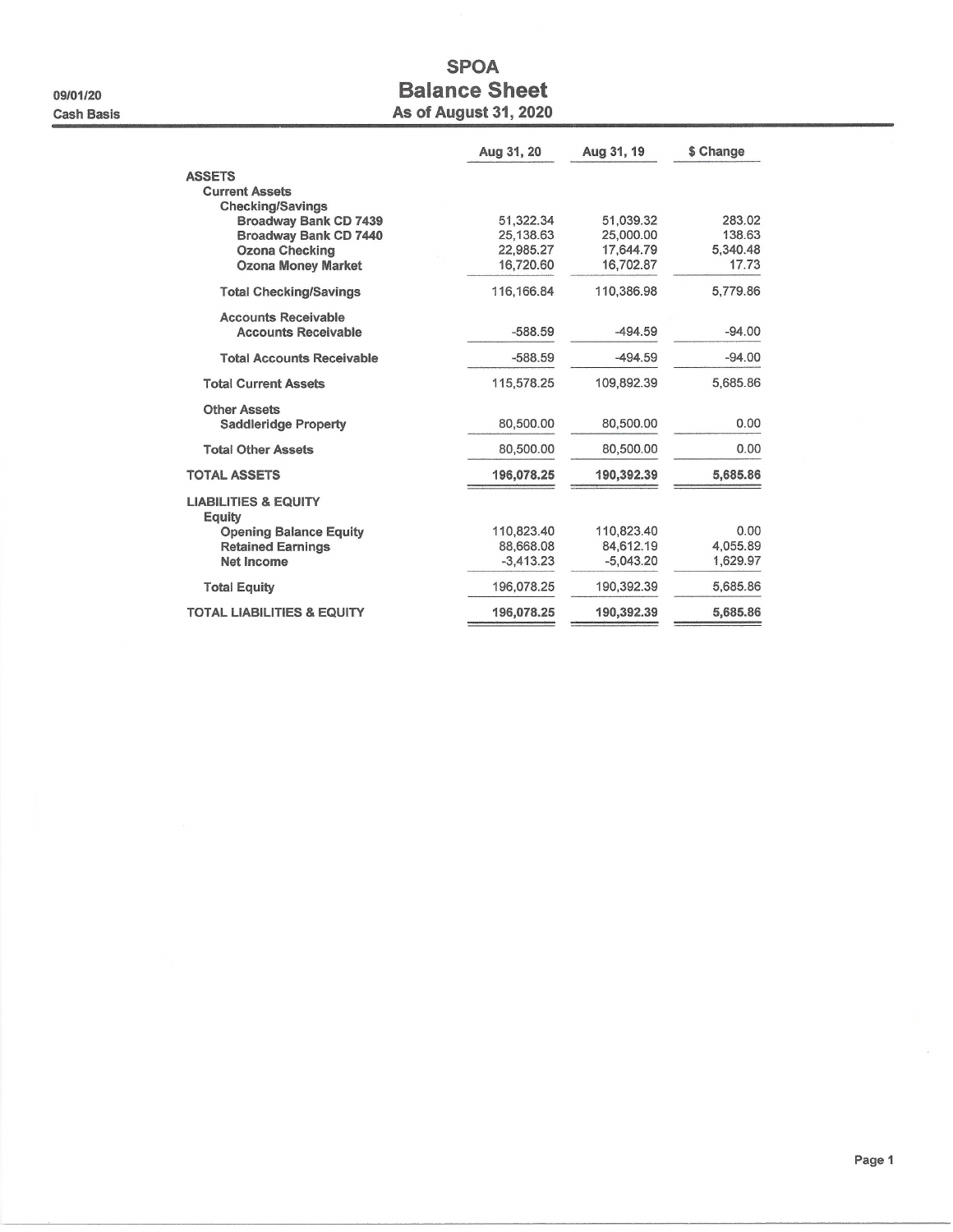09/01/20

Cash Basis

# SPOA
## Balance Sheet
### As of August 31, 2020

| | Aug 31, 20 | Aug 31, 19 | $ Change |
|---|---|---|---|
| **ASSETS** | | | |
| **Current Assets** | | | |
| **Checking/Savings** | | | |
| **Broadway Bank CD 7439** | 51,322.34 | 51,039.32 | 283.02 |
| **Broadway Bank CD 7440** | 25,138.63 | 25,000.00 | 138.63 |
| **Ozona Checking** | 22,985.27 | 17,644.79 | 5,340.48 |
| **Ozona Money Market** | 16,720.60 | 16,702.87 | 17.73 |
| **Total Checking/Savings** | 116,166.84 | 110,386.98 | 5,779.86 |
| **Accounts Receivable** | | | |
| **Accounts Receivable** | -588.59 | -494.59 | -94.00 |
| **Total Accounts Receivable** | -588.59 | -494.59 | -94.00 |
| **Total Current Assets** | 115,578.25 | 109,892.39 | 5,685.86 |
| **Other Assets** | | | |
| **Saddleridge Property** | 80,500.00 | 80,500.00 | 0.00 |
| **Total Other Assets** | 80,500.00 | 80,500.00 | 0.00 |
| **TOTAL ASSETS** | **196,078.25** | **190,392.39** | **5,685.86** |
| **LIABILITIES & EQUITY** | | | |
| **Equity** | | | |
| **Opening Balance Equity** | 110,823.40 | 110,823.40 | 0.00 |
| **Retained Earnings** | 88,668.08 | 84,612.19 | 4,055.89 |
| **Net Income** | -3,413.23 | -5,043.20 | 1,629.97 |
| **Total Equity** | 196,078.25 | 190,392.39 | 5,685.86 |
| **TOTAL LIABILITIES & EQUITY** | **196,078.25** | **190,392.39** | **5,685.86** |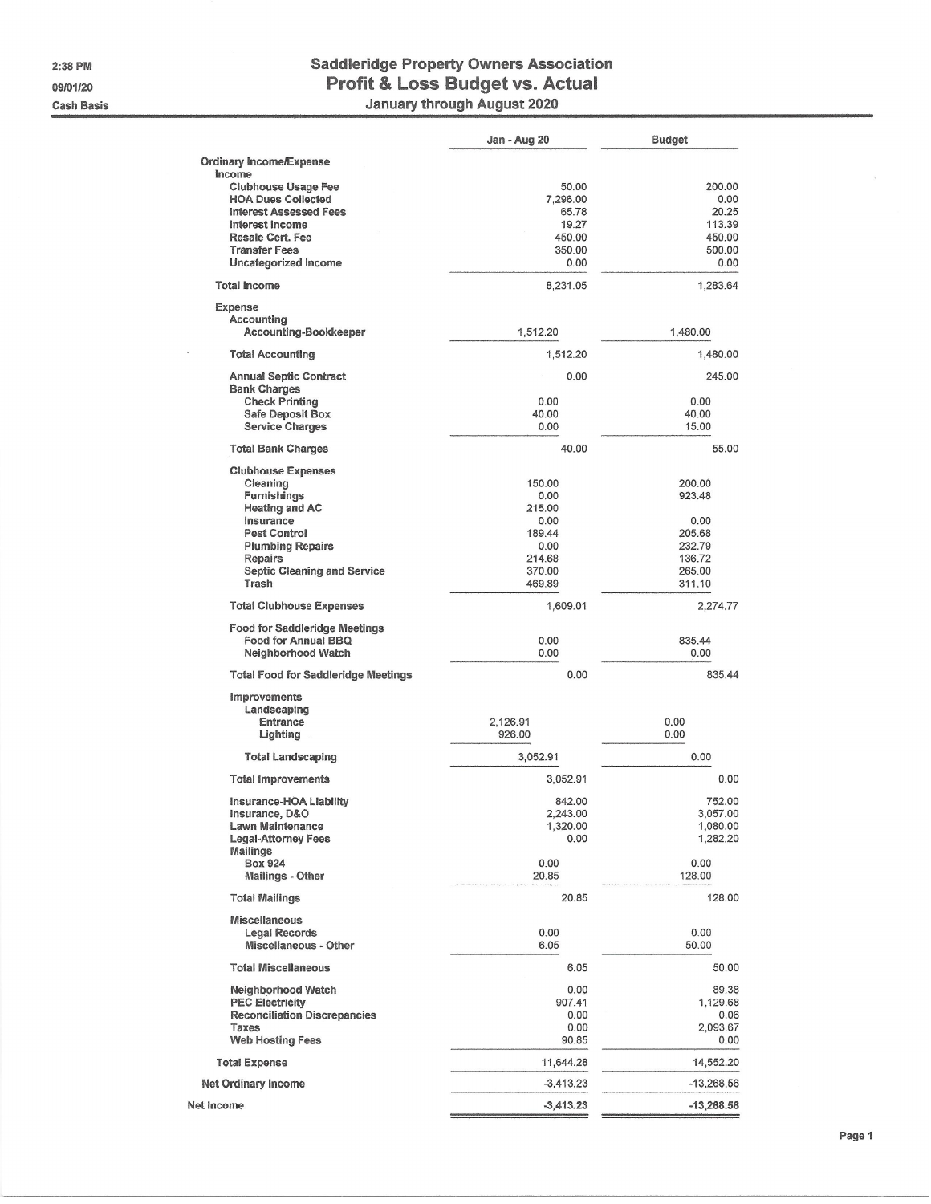2:38 PM
09/01/20
Cash Basis

# Saddleridge Property Owners Association
## Profit & Loss Budget vs. Actual
### January through August 2020

| | Jan - Aug 20 | Budget |
|---|---|---|
| **Ordinary Income/Expense** | | |
| **Income** | | |
| Clubhouse Usage Fee | 50.00 | 200.00 |
| HOA Dues Collected | 7,296.00 | 0.00 |
| Interest Assessed Fees | 65.78 | 20.25 |
| Interest Income | 19.27 | 113.39 |
| Resale Cert. Fee | 450.00 | 450.00 |
| Transfer Fees | 350.00 | 500.00 |
| Uncategorized Income | 0.00 | 0.00 |
| **Total Income** | 8,231.05 | 1,283.64 |
| **Expense** | | |
| Accounting | | |
| Accounting-Bookkeeper | 1,512.20 | 1,480.00 |
| **Total Accounting** | 1,512.20 | 1,480.00 |
| Annual Septic Contract | 0.00 | 245.00 |
| Bank Charges | | |
| Check Printing | 0.00 | 0.00 |
| Safe Deposit Box | 40.00 | 40.00 |
| Service Charges | 0.00 | 15.00 |
| **Total Bank Charges** | 40.00 | 55.00 |
| Clubhouse Expenses | | |
| Cleaning | 150.00 | 200.00 |
| Furnishings | 0.00 | 923.48 |
| Heating and AC | 215.00 | |
| Insurance | 0.00 | 0.00 |
| Pest Control | 189.44 | 205.68 |
| Plumbing Repairs | 0.00 | 232.79 |
| Repairs | 214.68 | 136.72 |
| Septic Cleaning and Service | 370.00 | 265.00 |
| Trash | 469.89 | 311.10 |
| **Total Clubhouse Expenses** | 1,609.01 | 2,274.77 |
| Food for Saddleridge Meetings | | |
| Food for Annual BBQ | 0.00 | 835.44 |
| Neighborhood Watch | 0.00 | 0.00 |
| **Total Food for Saddleridge Meetings** | 0.00 | 835.44 |
| Improvements | | |
| Landscaping | | |
| Entrance | 2,126.91 | 0.00 |
| Lighting | 926.00 | 0.00 |
| **Total Landscaping** | 3,052.91 | 0.00 |
| **Total Improvements** | 3,052.91 | 0.00 |
| Insurance-HOA Liability | 842.00 | 752.00 |
| Insurance, D&O | 2,243.00 | 3,057.00 |
| Lawn Maintenance | 1,320.00 | 1,080.00 |
| Legal-Attorney Fees | 0.00 | 1,282.20 |
| Mailings | | |
| Box 924 | 0.00 | 0.00 |
| Mailings - Other | 20.85 | 128.00 |
| **Total Mailings** | 20.85 | 128.00 |
| Miscellaneous | | |
| Legal Records | 0.00 | 0.00 |
| Miscellaneous - Other | 6.05 | 50.00 |
| **Total Miscellaneous** | 6.05 | 50.00 |
| Neighborhood Watch | 0.00 | 89.38 |
| PEC Electricity | 907.41 | 1,129.68 |
| Reconciliation Discrepancies | 0.00 | 0.06 |
| Taxes | 0.00 | 2,093.67 |
| Web Hosting Fees | 90.85 | 0.00 |
| **Total Expense** | 11,644.28 | 14,552.20 |
| **Net Ordinary Income** | -3,413.23 | -13,268.56 |
| **Net Income** | **-3,413.23** | **-13,268.56** |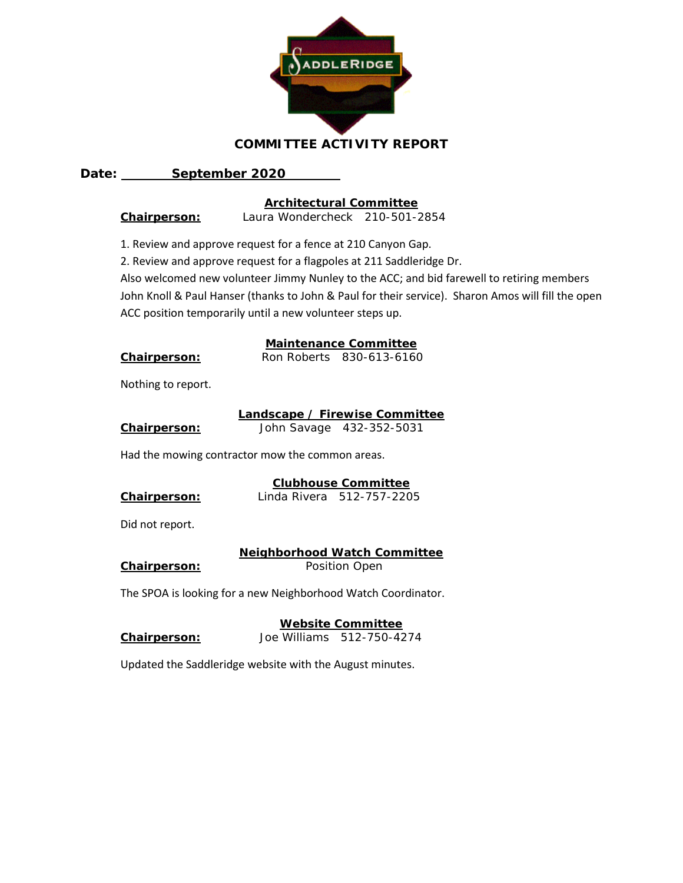# COMMITTEE ACTIVITY REPORT

**Date: September 2020**

## Architectural Committee

**Chairperson:** Laura Wondercheck 210-501-2854

1. Review and approve request for a fence at 210 Canyon Gap.
2. Review and approve request for a flagpoles at 211 Saddleridge Dr.

Also welcomed new volunteer Jimmy Nunley to the ACC; and bid farewell to retiring members John Knoll & Paul Hanser (thanks to John & Paul for their service). Sharon Amos will fill the open ACC position temporarily until a new volunteer steps up.

## Maintenance Committee

**Chairperson:** Ron Roberts 830-613-6160

Nothing to report.

## Landscape / Firewise Committee

**Chairperson:** John Savage 432-352-5031

Had the mowing contractor mow the common areas.

## Clubhouse Committee

**Chairperson:** Linda Rivera 512-757-2205

Did not report.

## Neighborhood Watch Committee

**Chairperson:** Position Open

The SPOA is looking for a new Neighborhood Watch Coordinator.

## Website Committee

**Chairperson:** Joe Williams 512-750-4274

Updated the Saddleridge website with the August minutes.